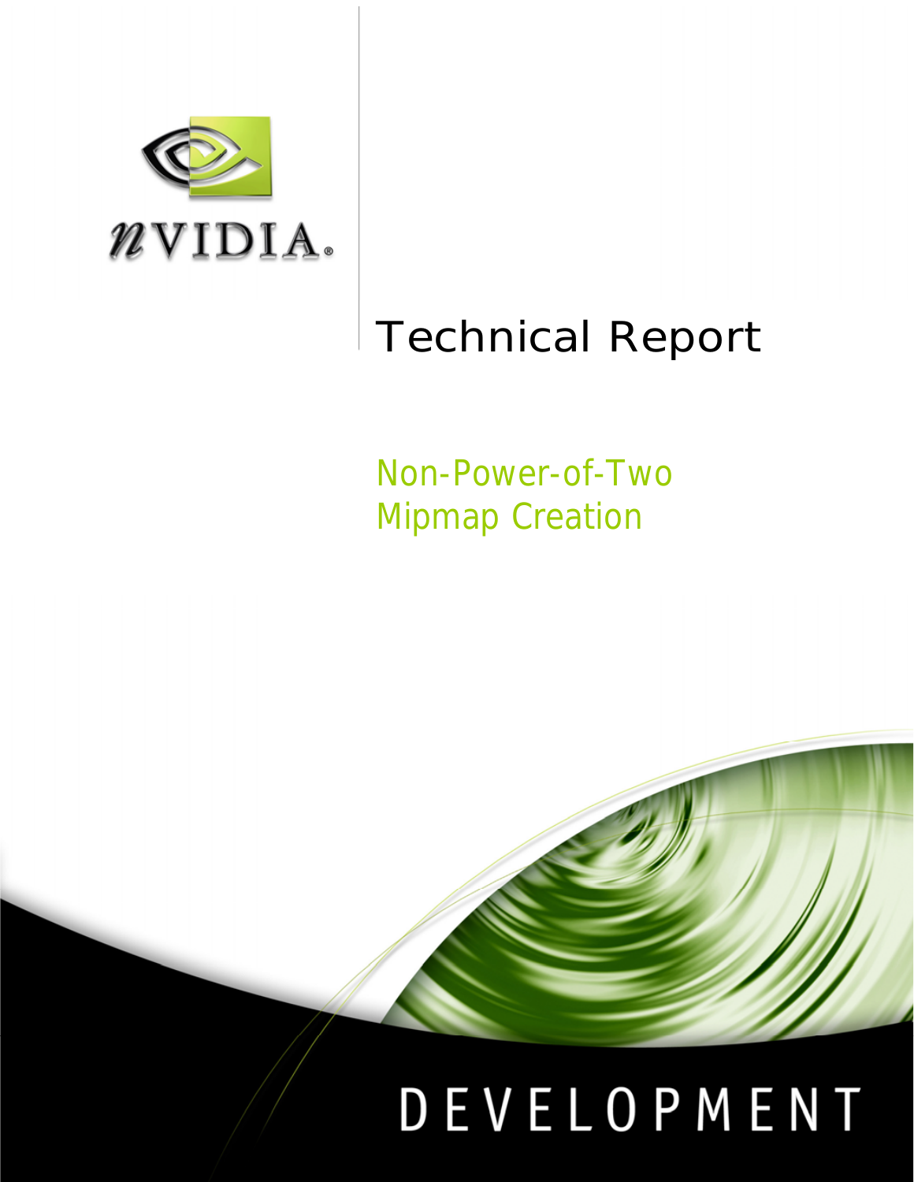NVIDIA

# Technical Report

## Non-Power-of-Two Mipmap Creation

DEVELOPMENT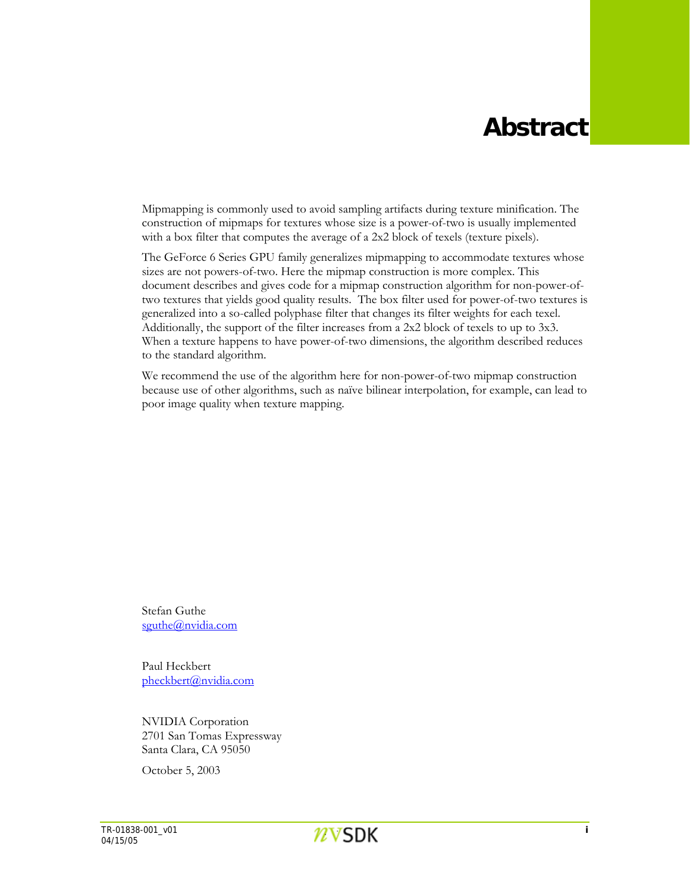# Abstract

Mipmapping is commonly used to avoid sampling artifacts during texture minification. The construction of mipmaps for textures whose size is a power-of-two is usually implemented with a box filter that computes the average of a 2x2 block of texels (texture pixels).

The GeForce 6 Series GPU family generalizes mipmapping to accommodate textures whose sizes are not powers-of-two. Here the mipmap construction is more complex. This document describes and gives code for a mipmap construction algorithm for non-power-of-two textures that yields good quality results. The box filter used for power-of-two textures is generalized into a so-called polyphase filter that changes its filter weights for each texel. Additionally, the support of the filter increases from a 2x2 block of texels to up to 3x3. When a texture happens to have power-of-two dimensions, the algorithm described reduces to the standard algorithm.

We recommend the use of the algorithm here for non-power-of-two mipmap construction because use of other algorithms, such as naïve bilinear interpolation, for example, can lead to poor image quality when texture mapping.

Stefan Guthe
sguthe@nvidia.com

Paul Heckbert
pheckbert@nvidia.com

NVIDIA Corporation
2701 San Tomas Expressway
Santa Clara, CA 95050

October 5, 2003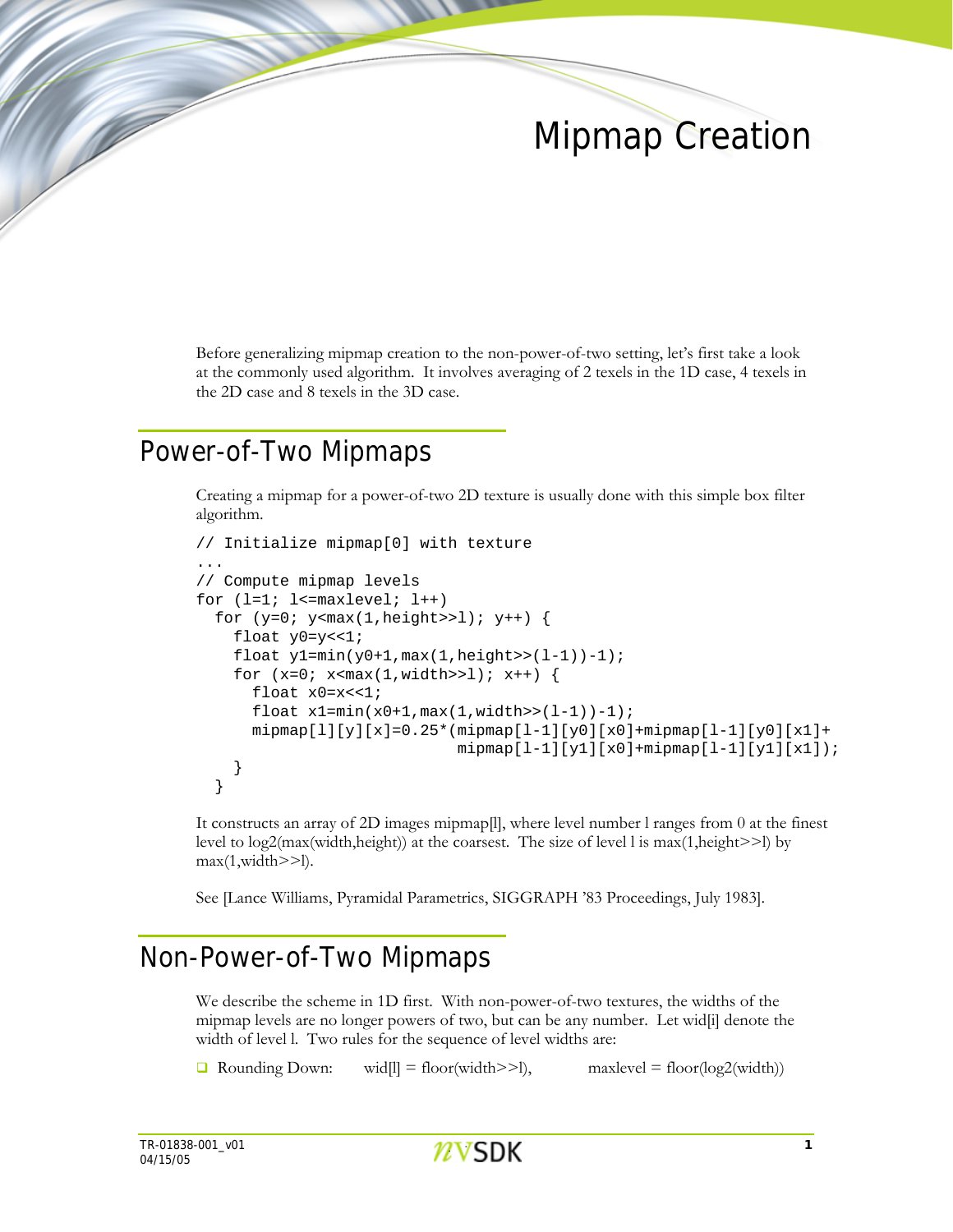# Mipmap Creation

Before generalizing mipmap creation to the non-power-of-two setting, let's first take a look at the commonly used algorithm. It involves averaging of 2 texels in the 1D case, 4 texels in the 2D case and 8 texels in the 3D case.

## Power-of-Two Mipmaps

Creating a mipmap for a power-of-two 2D texture is usually done with this simple box filter algorithm.

```
// Initialize mipmap[0] with texture
...
// Compute mipmap levels
for (l=1; l<=maxlevel; l++)
  for (y=0; y<max(1,height>>l); y++) {
    float y0=y<<1;
    float y1=min(y0+1,max(1,height>>(l-1))-1);
    for (x=0; x<max(1,width>>l); x++) {
      float x0=x<<1;
      float x1=min(x0+1,max(1,width>>(l-1))-1);
      mipmap[l][y][x]=0.25*(mipmap[l-1][y0][x0]+mipmap[l-1][y0][x1]+
                            mipmap[l-1][y1][x0]+mipmap[l-1][y1][x1]);
    }
  }
```

It constructs an array of 2D images mipmap[l], where level number l ranges from 0 at the finest level to log2(max(width,height)) at the coarsest. The size of level l is max(1,height>>l) by max(1,width>>l).

See [Lance Williams, Pyramidal Parametrics, SIGGRAPH '83 Proceedings, July 1983].

## Non-Power-of-Two Mipmaps

We describe the scheme in 1D first. With non-power-of-two textures, the widths of the mipmap levels are no longer powers of two, but can be any number. Let wid[i] denote the width of level l. Two rules for the sequence of level widths are:

- Rounding Down: wid[l] = floor(width>>l), maxlevel = floor(log2(width))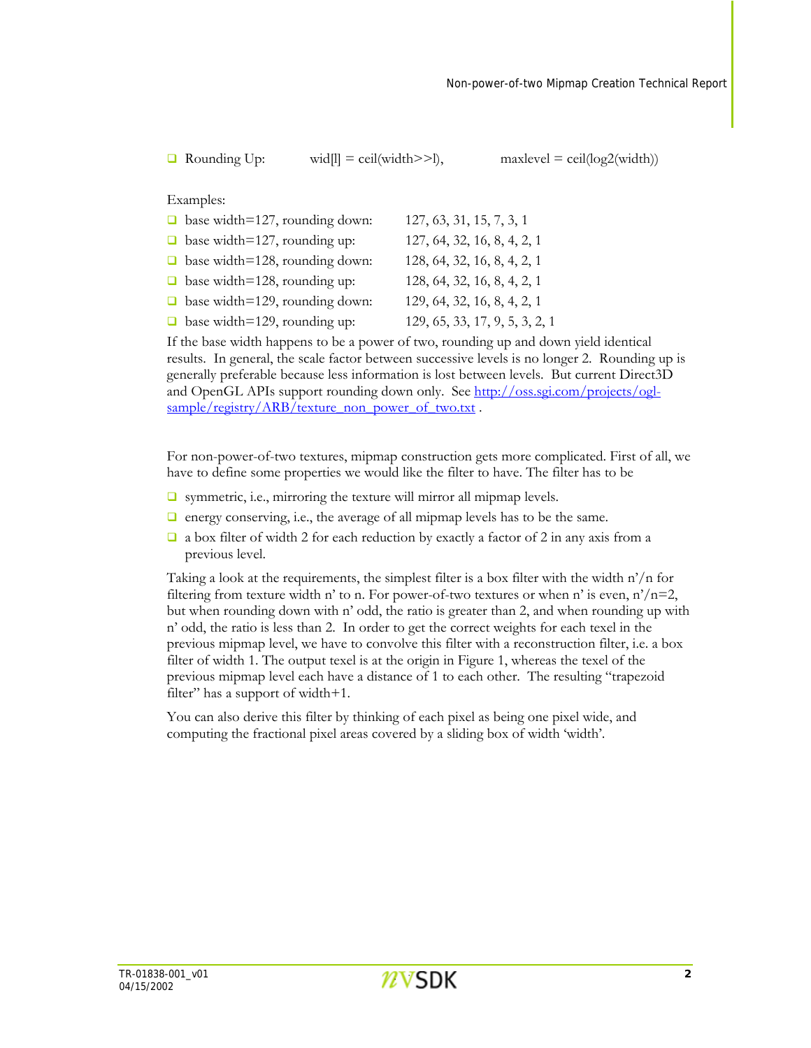- Rounding Up: wid[l] = ceil(width>>l), maxlevel = ceil(log2(width))

Examples:

- base width=127, rounding down: 127, 63, 31, 15, 7, 3, 1
- base width=127, rounding up: 127, 64, 32, 16, 8, 4, 2, 1
- base width=128, rounding down: 128, 64, 32, 16, 8, 4, 2, 1
- base width=128, rounding up: 128, 64, 32, 16, 8, 4, 2, 1
- base width=129, rounding down: 129, 64, 32, 16, 8, 4, 2, 1
- base width=129, rounding up: 129, 65, 33, 17, 9, 5, 3, 2, 1

If the base width happens to be a power of two, rounding up and down yield identical results. In general, the scale factor between successive levels is no longer 2. Rounding up is generally preferable because less information is lost between levels. But current Direct3D and OpenGL APIs support rounding down only. See [http://oss.sgi.com/projects/ogl-sample/registry/ARB/texture_non_power_of_two.txt](http://oss.sgi.com/projects/ogl-sample/registry/ARB/texture_non_power_of_two.txt) .

For non-power-of-two textures, mipmap construction gets more complicated. First of all, we have to define some properties we would like the filter to have. The filter has to be

- symmetric, i.e., mirroring the texture will mirror all mipmap levels.
- energy conserving, i.e., the average of all mipmap levels has to be the same.
- a box filter of width 2 for each reduction by exactly a factor of 2 in any axis from a previous level.

Taking a look at the requirements, the simplest filter is a box filter with the width n'/n for filtering from texture width n' to n. For power-of-two textures or when n' is even, n'/n=2, but when rounding down with n' odd, the ratio is greater than 2, and when rounding up with n' odd, the ratio is less than 2. In order to get the correct weights for each texel in the previous mipmap level, we have to convolve this filter with a reconstruction filter, i.e. a box filter of width 1. The output texel is at the origin in Figure 1, whereas the texel of the previous mipmap level each have a distance of 1 to each other. The resulting "trapezoid filter" has a support of width+1.

You can also derive this filter by thinking of each pixel as being one pixel wide, and computing the fractional pixel areas covered by a sliding box of width 'width'.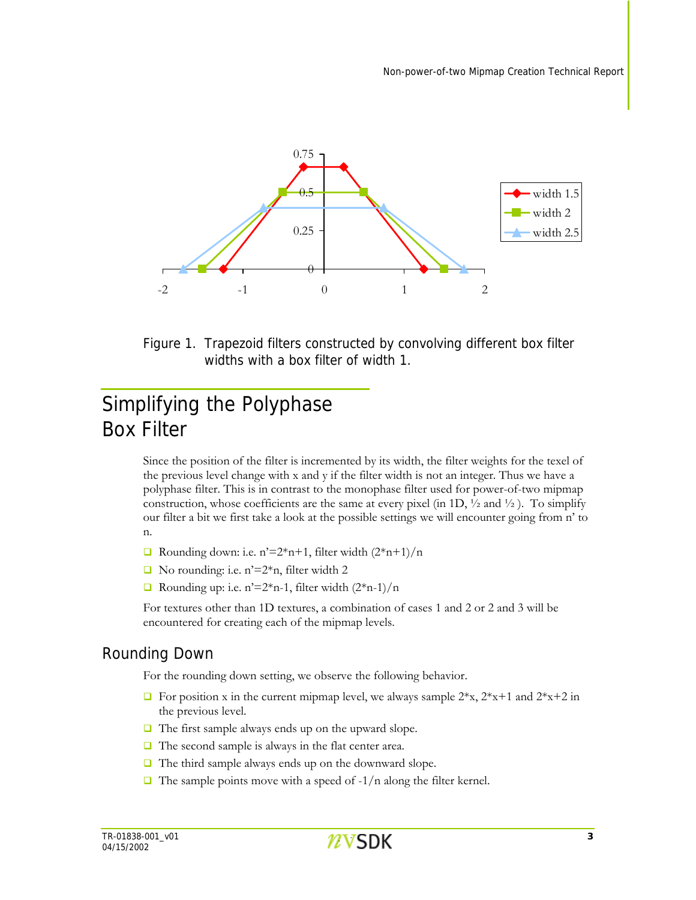Figure 1. Trapezoid filters constructed by convolving different box filter widths with a box filter of width 1.

## Simplifying the Polyphase Box Filter

Since the position of the filter is incremented by its width, the filter weights for the texel of the previous level change with x and y if the filter width is not an integer. Thus we have a polyphase filter. This is in contrast to the monophase filter used for power-of-two mipmap construction, whose coefficients are the same at every pixel (in 1D, ½ and ½ ). To simplify our filter a bit we first take a look at the possible settings we will encounter going from n' to n.

- Rounding down: i.e. n'=2*n+1, filter width (2*n+1)/n
- No rounding: i.e. n'=2*n, filter width 2
- Rounding up: i.e. n'=2*n-1, filter width (2*n-1)/n

For textures other than 1D textures, a combination of cases 1 and 2 or 2 and 3 will be encountered for creating each of the mipmap levels.

### Rounding Down

For the rounding down setting, we observe the following behavior.

- For position x in the current mipmap level, we always sample 2*x, 2*x+1 and 2*x+2 in the previous level.
- The first sample always ends up on the upward slope.
- The second sample is always in the flat center area.
- The third sample always ends up on the downward slope.
- The sample points move with a speed of -1/n along the filter kernel.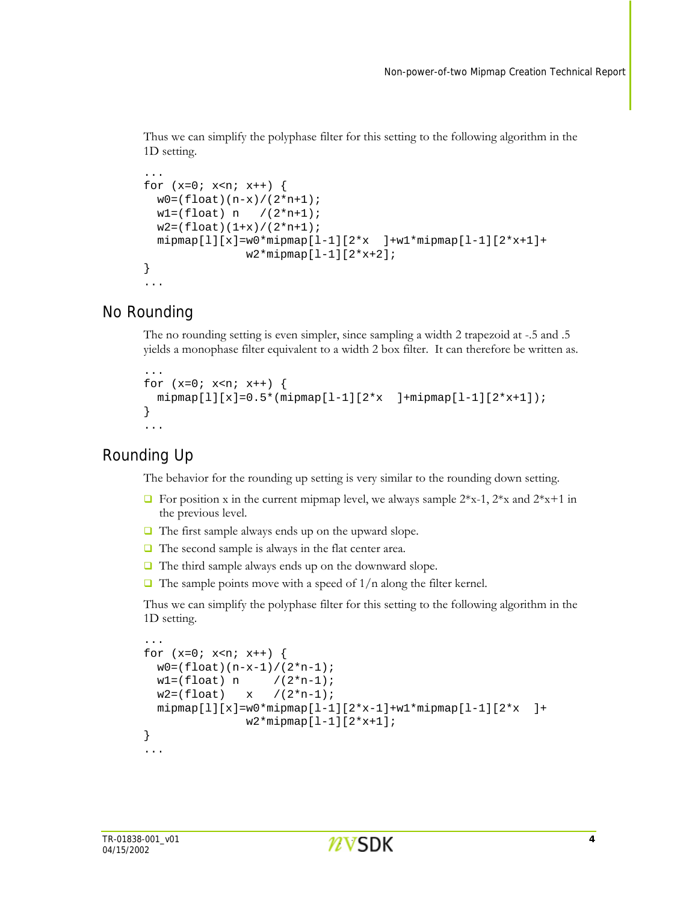Thus we can simplify the polyphase filter for this setting to the following algorithm in the 1D setting.

```
...
for (x=0; x<n; x++) {
  w0=(float)(n-x)/(2*n+1);
  w1=(float) n   /(2*n+1);
  w2=(float)(1+x)/(2*n+1);
  mipmap[l][x]=w0*mipmap[l-1][2*x  ]+w1*mipmap[l-1][2*x+1]+
               w2*mipmap[l-1][2*x+2];
}
...
```

## No Rounding

The no rounding setting is even simpler, since sampling a width 2 trapezoid at -.5 and .5 yields a monophase filter equivalent to a width 2 box filter. It can therefore be written as.

```
...
for (x=0; x<n; x++) {
  mipmap[l][x]=0.5*(mipmap[l-1][2*x  ]+mipmap[l-1][2*x+1]);
}
...
```

## Rounding Up

The behavior for the rounding up setting is very similar to the rounding down setting.

- For position x in the current mipmap level, we always sample 2*x-1, 2*x and 2*x+1 in the previous level.
- The first sample always ends up on the upward slope.
- The second sample is always in the flat center area.
- The third sample always ends up on the downward slope.
- The sample points move with a speed of 1/n along the filter kernel.

Thus we can simplify the polyphase filter for this setting to the following algorithm in the 1D setting.

```
...
for (x=0; x<n; x++) {
  w0=(float)(n-x-1)/(2*n-1);
  w1=(float) n     /(2*n-1);
  w2=(float)   x   /(2*n-1);
  mipmap[l][x]=w0*mipmap[l-1][2*x-1]+w1*mipmap[l-1][2*x  ]+
               w2*mipmap[l-1][2*x+1];
}
...
```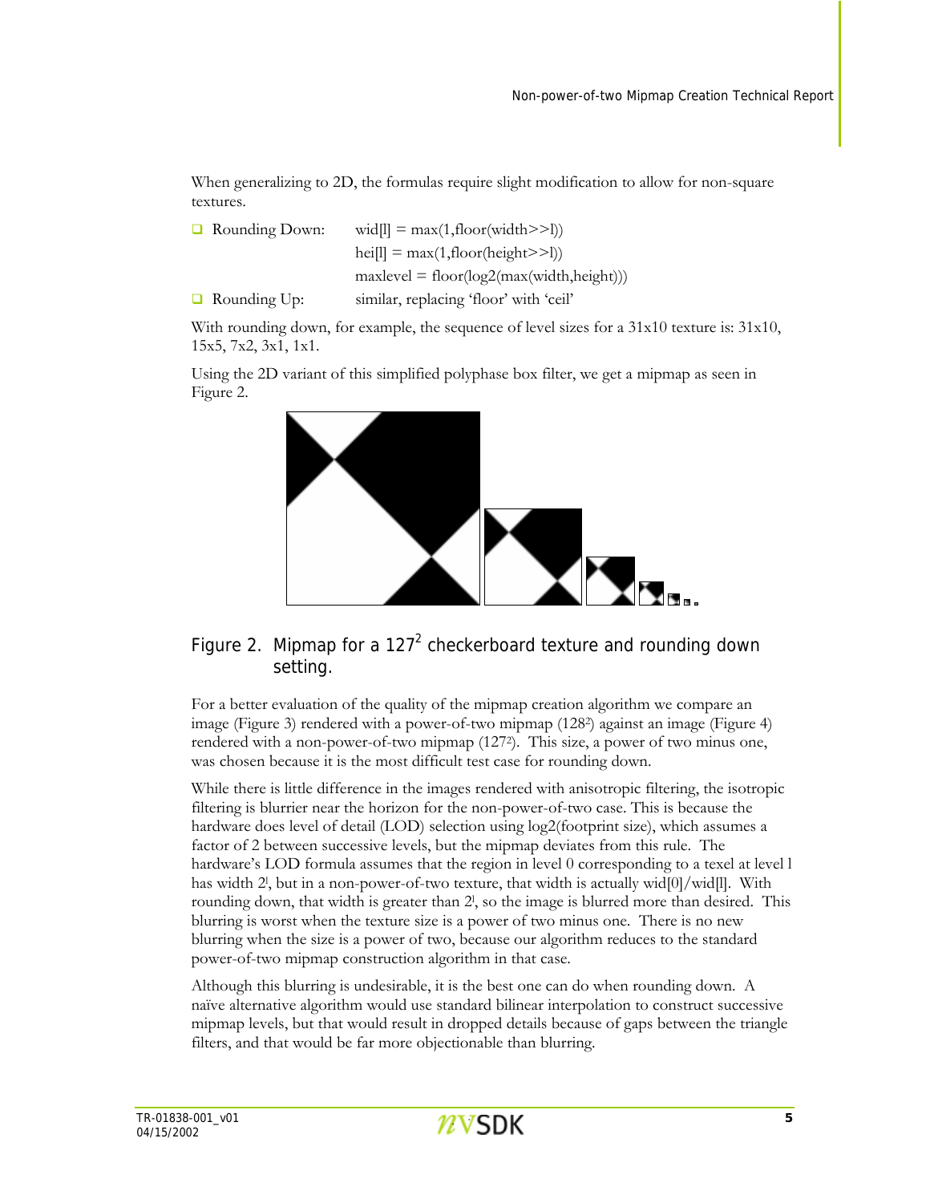When generalizing to 2D, the formulas require slight modification to allow for non-square textures.

- Rounding Down: wid[l] = max(1,floor(width>>l))
  hei[l] = max(1,floor(height>>l))
  maxlevel = floor(log2(max(width,height)))
- Rounding Up: similar, replacing 'floor' with 'ceil'

With rounding down, for example, the sequence of level sizes for a 31x10 texture is: 31x10, 15x5, 7x2, 3x1, 1x1.

Using the 2D variant of this simplified polyphase box filter, we get a mipmap as seen in Figure 2.

## Figure 2. Mipmap for a $127^2$ checkerboard texture and rounding down setting.

For a better evaluation of the quality of the mipmap creation algorithm we compare an image (Figure 3) rendered with a power-of-two mipmap ($128^2$) against an image (Figure 4) rendered with a non-power-of-two mipmap ($127^2$). This size, a power of two minus one, was chosen because it is the most difficult test case for rounding down.

While there is little difference in the images rendered with anisotropic filtering, the isotropic filtering is blurrier near the horizon for the non-power-of-two case. This is because the hardware does level of detail (LOD) selection using log2(footprint size), which assumes a factor of 2 between successive levels, but the mipmap deviates from this rule. The hardware's LOD formula assumes that the region in level 0 corresponding to a texel at level l has width $2^l$, but in a non-power-of-two texture, that width is actually wid[0]/wid[l]. With rounding down, that width is greater than $2^l$, so the image is blurred more than desired. This blurring is worst when the texture size is a power of two minus one. There is no new blurring when the size is a power of two, because our algorithm reduces to the standard power-of-two mipmap construction algorithm in that case.

Although this blurring is undesirable, it is the best one can do when rounding down. A naïve alternative algorithm would use standard bilinear interpolation to construct successive mipmap levels, but that would result in dropped details because of gaps between the triangle filters, and that would be far more objectionable than blurring.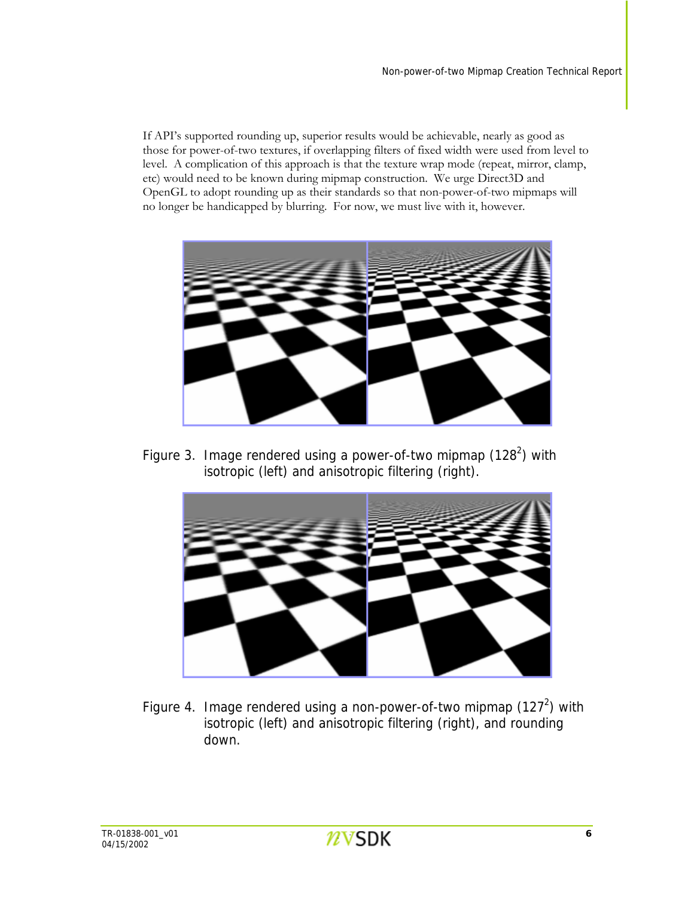If API's supported rounding up, superior results would be achievable, nearly as good as those for power-of-two textures, if overlapping filters of fixed width were used from level to level. A complication of this approach is that the texture wrap mode (repeat, mirror, clamp, etc) would need to be known during mipmap construction. We urge Direct3D and OpenGL to adopt rounding up as their standards so that non-power-of-two mipmaps will no longer be handicapped by blurring. For now, we must live with it, however.

Figure 3. Image rendered using a power-of-two mipmap ($128^2$) with isotropic (left) and anisotropic filtering (right).

Figure 4. Image rendered using a non-power-of-two mipmap ($127^2$) with isotropic (left) and anisotropic filtering (right), and rounding down.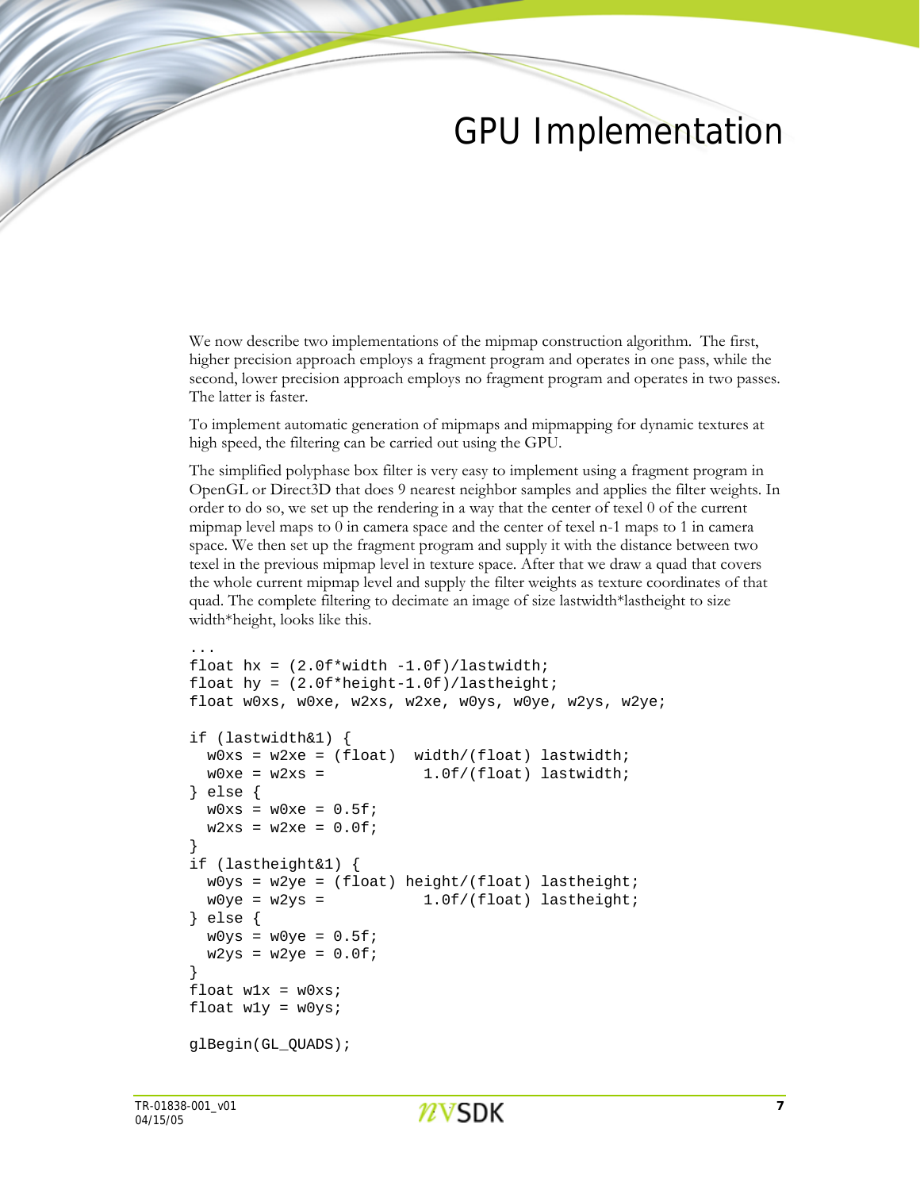# GPU Implementation

We now describe two implementations of the mipmap construction algorithm. The first, higher precision approach employs a fragment program and operates in one pass, while the second, lower precision approach employs no fragment program and operates in two passes. The latter is faster.

To implement automatic generation of mipmaps and mipmapping for dynamic textures at high speed, the filtering can be carried out using the GPU.

The simplified polyphase box filter is very easy to implement using a fragment program in OpenGL or Direct3D that does 9 nearest neighbor samples and applies the filter weights. In order to do so, we set up the rendering in a way that the center of texel 0 of the current mipmap level maps to 0 in camera space and the center of texel n-1 maps to 1 in camera space. We then set up the fragment program and supply it with the distance between two texel in the previous mipmap level in texture space. After that we draw a quad that covers the whole current mipmap level and supply the filter weights as texture coordinates of that quad. The complete filtering to decimate an image of size lastwidth*lastheight to size width*height, looks like this.

```
...
float hx = (2.0f*width -1.0f)/lastwidth;
float hy = (2.0f*height-1.0f)/lastheight;
float w0xs, w0xe, w2xs, w2xe, w0ys, w0ye, w2ys, w2ye;

if (lastwidth&1) {
  w0xs = w2xe = (float)  width/(float) lastwidth;
  w0xe = w2xs =           1.0f/(float) lastwidth;
} else {
  w0xs = w0xe = 0.5f;
  w2xs = w2xe = 0.0f;
}
if (lastheight&1) {
  w0ys = w2ye = (float) height/(float) lastheight;
  w0ye = w2ys =           1.0f/(float) lastheight;
} else {
  w0ys = w0ye = 0.5f;
  w2ys = w2ye = 0.0f;
}
float w1x = w0xs;
float w1y = w0ys;

glBegin(GL_QUADS);
```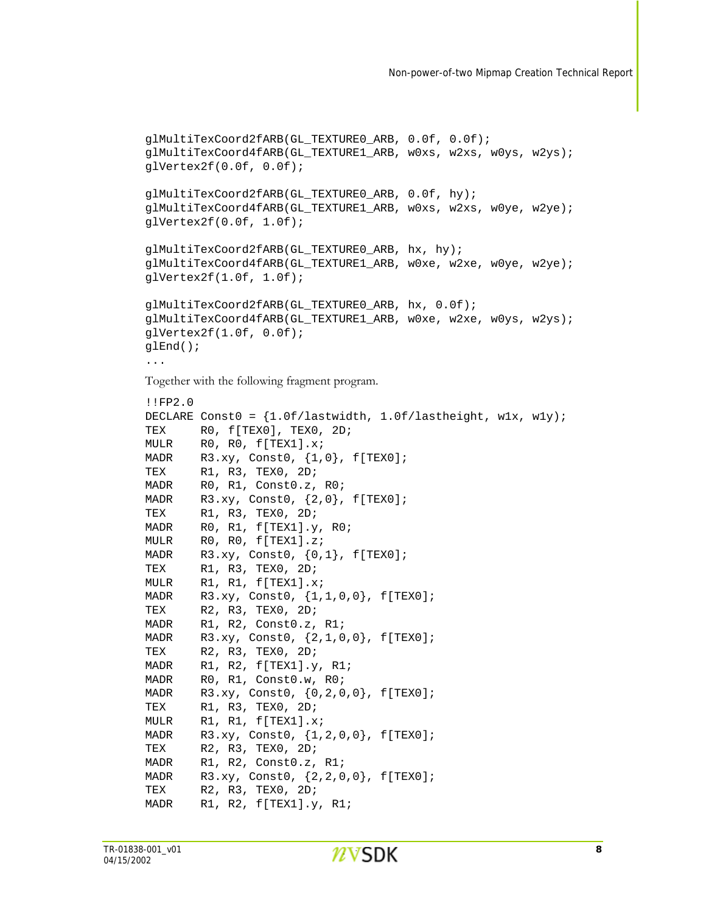```
glMultiTexCoord2fARB(GL_TEXTURE0_ARB, 0.0f, 0.0f);
glMultiTexCoord4fARB(GL_TEXTURE1_ARB, w0xs, w2xs, w0ys, w2ys);
glVertex2f(0.0f, 0.0f);

glMultiTexCoord2fARB(GL_TEXTURE0_ARB, 0.0f, hy);
glMultiTexCoord4fARB(GL_TEXTURE1_ARB, w0xs, w2xs, w0ye, w2ye);
glVertex2f(0.0f, 1.0f);

glMultiTexCoord2fARB(GL_TEXTURE0_ARB, hx, hy);
glMultiTexCoord4fARB(GL_TEXTURE1_ARB, w0xe, w2xe, w0ye, w2ye);
glVertex2f(1.0f, 1.0f);

glMultiTexCoord2fARB(GL_TEXTURE0_ARB, hx, 0.0f);
glMultiTexCoord4fARB(GL_TEXTURE1_ARB, w0xe, w2xe, w0ys, w2ys);
glVertex2f(1.0f, 0.0f);
glEnd();
...
```

Together with the following fragment program.

```
!!FP2.0
DECLARE Const0 = {1.0f/lastwidth, 1.0f/lastheight, w1x, w1y);
TEX     R0, f[TEX0], TEX0, 2D;
MULR    R0, R0, f[TEX1].x;
MADR    R3.xy, Const0, {1,0}, f[TEX0];
TEX     R1, R3, TEX0, 2D;
MADR    R0, R1, Const0.z, R0;
MADR    R3.xy, Const0, {2,0}, f[TEX0];
TEX     R1, R3, TEX0, 2D;
MADR    R0, R1, f[TEX1].y, R0;
MULR    R0, R0, f[TEX1].z;
MADR    R3.xy, Const0, {0,1}, f[TEX0];
TEX     R1, R3, TEX0, 2D;
MULR    R1, R1, f[TEX1].x;
MADR    R3.xy, Const0, {1,1,0,0}, f[TEX0];
TEX     R2, R3, TEX0, 2D;
MADR    R1, R2, Const0.z, R1;
MADR    R3.xy, Const0, {2,1,0,0}, f[TEX0];
TEX     R2, R3, TEX0, 2D;
MADR    R1, R2, f[TEX1].y, R1;
MADR    R0, R1, Const0.w, R0;
MADR    R3.xy, Const0, {0,2,0,0}, f[TEX0];
TEX     R1, R3, TEX0, 2D;
MULR    R1, R1, f[TEX1].x;
MADR    R3.xy, Const0, {1,2,0,0}, f[TEX0];
TEX     R2, R3, TEX0, 2D;
MADR    R1, R2, Const0.z, R1;
MADR    R3.xy, Const0, {2,2,0,0}, f[TEX0];
TEX     R2, R3, TEX0, 2D;
MADR    R1, R2, f[TEX1].y, R1;
```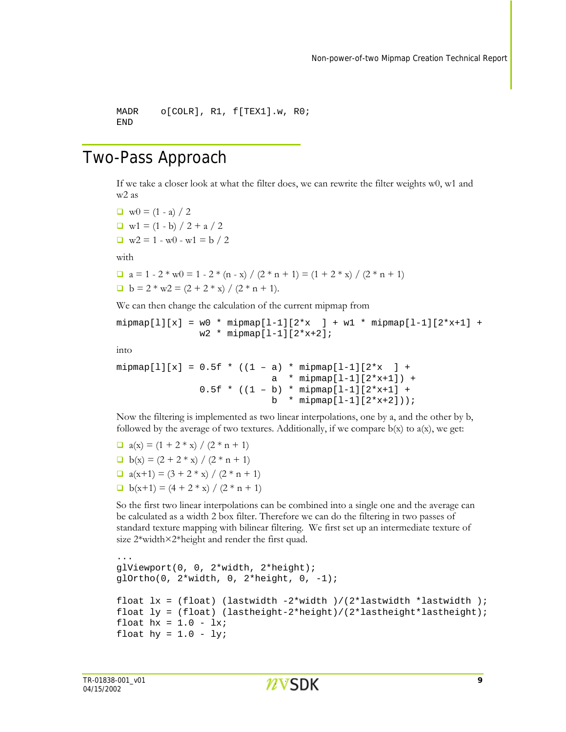```
MADR    o[COLR], R1, f[TEX1].w, R0;
END
```

## Two-Pass Approach

If we take a closer look at what the filter does, we can rewrite the filter weights w0, w1 and w2 as

- $w0 = (1 - a) / 2$
- $w1 = (1 - b) / 2 + a / 2$
- $w2 = 1 - w0 - w1 = b / 2$

with

- $a = 1 - 2 * w0 = 1 - 2 * (n - x) / (2 * n + 1) = (1 + 2 * x) / (2 * n + 1)$
- $b = 2 * w2 = (2 + 2 * x) / (2 * n + 1)$.

We can then change the calculation of the current mipmap from

```
mipmap[l][x] = w0 * mipmap[l-1][2*x  ] + w1 * mipmap[l-1][2*x+1] +
               w2 * mipmap[l-1][2*x+2];
```

into

```
mipmap[l][x] = 0.5f * ((1 – a) * mipmap[l-1][2*x  ] +
                       a   * mipmap[l-1][2*x+1]) +
               0.5f * ((1 – b) * mipmap[l-1][2*x+1] +
                       b   * mipmap[l-1][2*x+2]));
```

Now the filtering is implemented as two linear interpolations, one by a, and the other by b, followed by the average of two textures. Additionally, if we compare b(x) to a(x), we get:

- $a(x) = (1 + 2 * x) / (2 * n + 1)$
- $b(x) = (2 + 2 * x) / (2 * n + 1)$
- $a(x+1) = (3 + 2 * x) / (2 * n + 1)$
- $b(x+1) = (4 + 2 * x) / (2 * n + 1)$

So the first two linear interpolations can be combined into a single one and the average can be calculated as a width 2 box filter. Therefore we can do the filtering in two passes of standard texture mapping with bilinear filtering. We first set up an intermediate texture of size 2*width×2*height and render the first quad.

```
...
glViewport(0, 0, 2*width, 2*height);
glOrtho(0, 2*width, 0, 2*height, 0, -1);

float lx = (float) (lastwidth -2*width )/(2*lastwidth *lastwidth );
float ly = (float) (lastheight-2*height)/(2*lastheight*lastheight);
float hx = 1.0 - lx;
float hy = 1.0 - ly;
```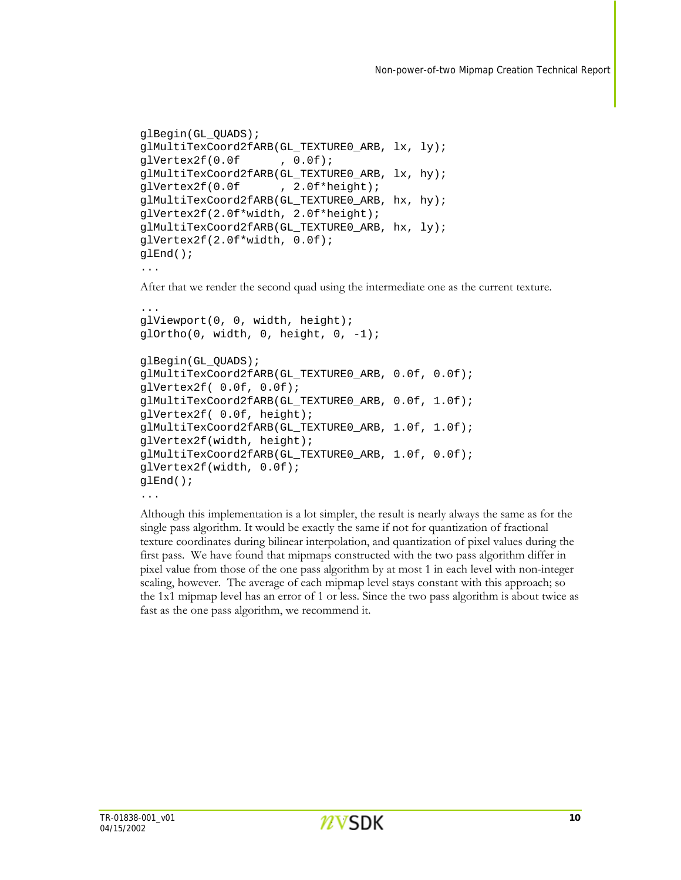```
glBegin(GL_QUADS);
glMultiTexCoord2fARB(GL_TEXTURE0_ARB, lx, ly);
glVertex2f(0.0f      , 0.0f);
glMultiTexCoord2fARB(GL_TEXTURE0_ARB, lx, hy);
glVertex2f(0.0f      , 2.0f*height);
glMultiTexCoord2fARB(GL_TEXTURE0_ARB, hx, hy);
glVertex2f(2.0f*width, 2.0f*height);
glMultiTexCoord2fARB(GL_TEXTURE0_ARB, hx, ly);
glVertex2f(2.0f*width, 0.0f);
glEnd();
...
```

After that we render the second quad using the intermediate one as the current texture.

```
...
glViewport(0, 0, width, height);
glOrtho(0, width, 0, height, 0, -1);

glBegin(GL_QUADS);
glMultiTexCoord2fARB(GL_TEXTURE0_ARB, 0.0f, 0.0f);
glVertex2f( 0.0f, 0.0f);
glMultiTexCoord2fARB(GL_TEXTURE0_ARB, 0.0f, 1.0f);
glVertex2f( 0.0f, height);
glMultiTexCoord2fARB(GL_TEXTURE0_ARB, 1.0f, 1.0f);
glVertex2f(width, height);
glMultiTexCoord2fARB(GL_TEXTURE0_ARB, 1.0f, 0.0f);
glVertex2f(width, 0.0f);
glEnd();
...
```

Although this implementation is a lot simpler, the result is nearly always the same as for the single pass algorithm. It would be exactly the same if not for quantization of fractional texture coordinates during bilinear interpolation, and quantization of pixel values during the first pass. We have found that mipmaps constructed with the two pass algorithm differ in pixel value from those of the one pass algorithm by at most 1 in each level with non-integer scaling, however. The average of each mipmap level stays constant with this approach; so the 1x1 mipmap level has an error of 1 or less. Since the two pass algorithm is about twice as fast as the one pass algorithm, we recommend it.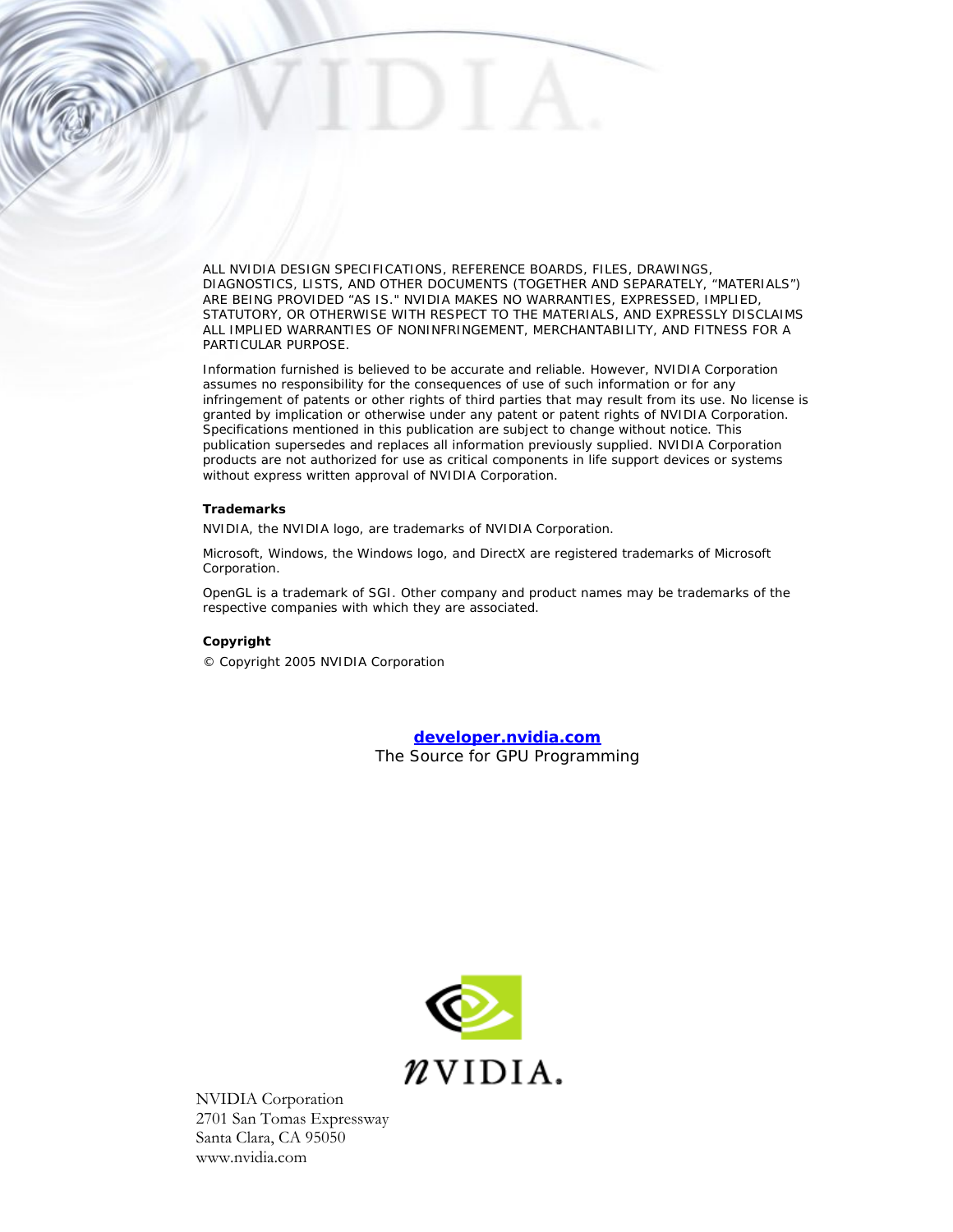ALL NVIDIA DESIGN SPECIFICATIONS, REFERENCE BOARDS, FILES, DRAWINGS, DIAGNOSTICS, LISTS, AND OTHER DOCUMENTS (TOGETHER AND SEPARATELY, "MATERIALS") ARE BEING PROVIDED "AS IS." NVIDIA MAKES NO WARRANTIES, EXPRESSED, IMPLIED, STATUTORY, OR OTHERWISE WITH RESPECT TO THE MATERIALS, AND EXPRESSLY DISCLAIMS ALL IMPLIED WARRANTIES OF NONINFRINGEMENT, MERCHANTABILITY, AND FITNESS FOR A PARTICULAR PURPOSE.

Information furnished is believed to be accurate and reliable. However, NVIDIA Corporation assumes no responsibility for the consequences of use of such information or for any infringement of patents or other rights of third parties that may result from its use. No license is granted by implication or otherwise under any patent or patent rights of NVIDIA Corporation. Specifications mentioned in this publication are subject to change without notice. This publication supersedes and replaces all information previously supplied. NVIDIA Corporation products are not authorized for use as critical components in life support devices or systems without express written approval of NVIDIA Corporation.

**Trademarks**

NVIDIA, the NVIDIA logo, are trademarks of NVIDIA Corporation.

Microsoft, Windows, the Windows logo, and DirectX are registered trademarks of Microsoft Corporation.

OpenGL is a trademark of SGI. Other company and product names may be trademarks of the respective companies with which they are associated.

**Copyright**

© Copyright 2005 NVIDIA Corporation

**developer.nvidia.com**
The Source for GPU Programming

NVIDIA Corporation
2701 San Tomas Expressway
Santa Clara, CA 95050
www.nvidia.com